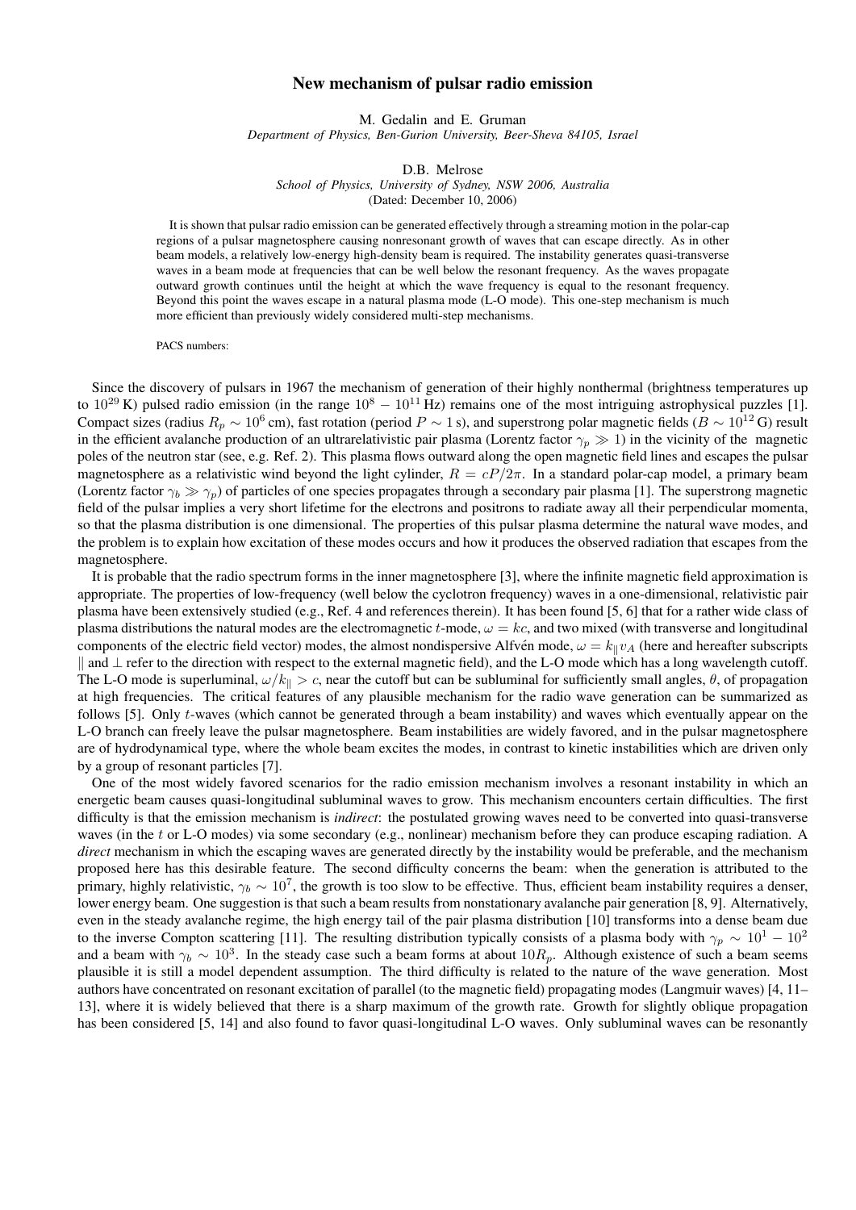# New mechanism of pulsar radio emission

M. Gedalin and E. Gruman

*Department of Physics, Ben-Gurion University, Beer-Sheva 84105, Israel*

D.B. Melrose

*School of Physics, University of Sydney, NSW 2006, Australia*

(Dated: December 10, 2006)

It is shown that pulsar radio emission can be generated effectively through a streaming motion in the polar-cap regions of a pulsar magnetosphere causing nonresonant growth of waves that can escape directly. As in other beam models, a relatively low-energy high-density beam is required. The instability generates quasi-transverse waves in a beam mode at frequencies that can be well below the resonant frequency. As the waves propagate outward growth continues until the height at which the wave frequency is equal to the resonant frequency. Beyond this point the waves escape in a natural plasma mode (L-O mode). This one-step mechanism is much more efficient than previously widely considered multi-step mechanisms.

PACS numbers:

Since the discovery of pulsars in 1967 the mechanism of generation of their highly nonthermal (brightness temperatures up to $10^{29}$ K) pulsed radio emission (in the range $10^8 - 10^{11}$ Hz) remains one of the most intriguing astrophysical puzzles [1]. Compact sizes (radius $R_p \sim 10^6$ cm), fast rotation (period $P \sim 1$ s), and superstrong polar magnetic fields ($B \sim 10^{12}$ G) result in the efficient avalanche production of an ultrarelativistic pair plasma (Lorentz factor $\gamma_p \gg 1$) in the vicinity of the magnetic poles of the neutron star (see, e.g. Ref. 2). This plasma flows outward along the open magnetic field lines and escapes the pulsar magnetosphere as a relativistic wind beyond the light cylinder, $R = cP/2\pi$. In a standard polar-cap model, a primary beam (Lorentz factor $\gamma_b \gg \gamma_p$) of particles of one species propagates through a secondary pair plasma [1]. The superstrong magnetic field of the pulsar implies a very short lifetime for the electrons and positrons to radiate away all their perpendicular momenta, so that the plasma distribution is one dimensional. The properties of this pulsar plasma determine the natural wave modes, and the problem is to explain how excitation of these modes occurs and how it produces the observed radiation that escapes from the magnetosphere.

It is probable that the radio spectrum forms in the inner magnetosphere [3], where the infinite magnetic field approximation is appropriate. The properties of low-frequency (well below the cyclotron frequency) waves in a one-dimensional, relativistic pair plasma have been extensively studied (e.g., Ref. 4 and references therein). It has been found [5, 6] that for a rather wide class of plasma distributions the natural modes are the electromagnetic $t$-mode, $\omega = kc$, and two mixed (with transverse and longitudinal components of the electric field vector) modes, the almost nondispersive Alfvén mode, $\omega = k_\parallel v_A$ (here and hereafter subscripts $\parallel$ and $\perp$ refer to the direction with respect to the external magnetic field), and the L-O mode which has a long wavelength cutoff. The L-O mode is superluminal, $\omega/k_\parallel > c$, near the cutoff but can be subluminal for sufficiently small angles, $\theta$, of propagation at high frequencies. The critical features of any plausible mechanism for the radio wave generation can be summarized as follows [5]. Only $t$-waves (which cannot be generated through a beam instability) and waves which eventually appear on the L-O branch can freely leave the pulsar magnetosphere. Beam instabilities are widely favored, and in the pulsar magnetosphere are of hydrodynamical type, where the whole beam excites the modes, in contrast to kinetic instabilities which are driven only by a group of resonant particles [7].

One of the most widely favored scenarios for the radio emission mechanism involves a resonant instability in which an energetic beam causes quasi-longitudinal subluminal waves to grow. This mechanism encounters certain difficulties. The first difficulty is that the emission mechanism is *indirect*: the postulated growing waves need to be converted into quasi-transverse waves (in the $t$ or L-O modes) via some secondary (e.g., nonlinear) mechanism before they can produce escaping radiation. A *direct* mechanism in which the escaping waves are generated directly by the instability would be preferable, and the mechanism proposed here has this desirable feature. The second difficulty concerns the beam: when the generation is attributed to the primary, highly relativistic, $\gamma_b \sim 10^7$, the growth is too slow to be effective. Thus, efficient beam instability requires a denser, lower energy beam. One suggestion is that such a beam results from nonstationary avalanche pair generation [8, 9]. Alternatively, even in the steady avalanche regime, the high energy tail of the pair plasma distribution [10] transforms into a dense beam due to the inverse Compton scattering [11]. The resulting distribution typically consists of a plasma body with $\gamma_p \sim 10^1 - 10^2$ and a beam with $\gamma_b \sim 10^3$. In the steady case such a beam forms at about $10R_p$. Although existence of such a beam seems plausible it is still a model dependent assumption. The third difficulty is related to the nature of the wave generation. Most authors have concentrated on resonant excitation of parallel (to the magnetic field) propagating modes (Langmuir waves) [4, 11–13], where it is widely believed that there is a sharp maximum of the growth rate. Growth for slightly oblique propagation has been considered [5, 14] and also found to favor quasi-longitudinal L-O waves. Only subluminal waves can be resonantly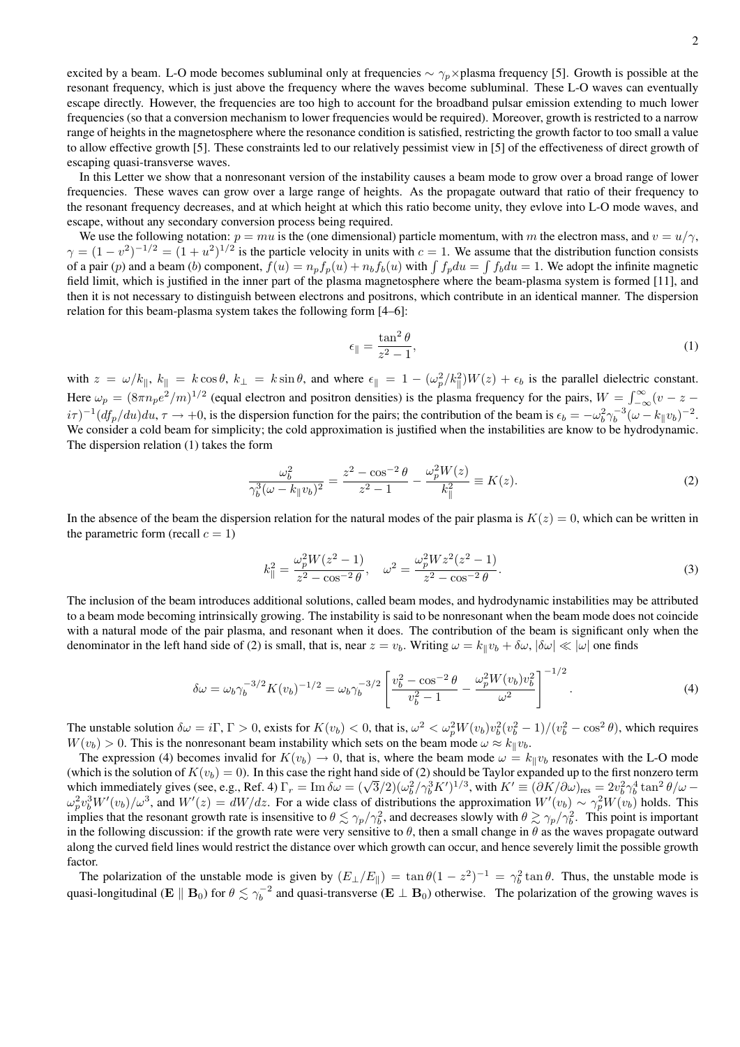excited by a beam. L-O mode becomes subluminal only at frequencies $\sim \gamma_p\times$plasma frequency [5]. Growth is possible at the resonant frequency, which is just above the frequency where the waves become subluminal. These L-O waves can eventually escape directly. However, the frequencies are too high to account for the broadband pulsar emission extending to much lower frequencies (so that a conversion mechanism to lower frequencies would be required). Moreover, growth is restricted to a narrow range of heights in the magnetosphere where the resonance condition is satisfied, restricting the growth factor to too small a value to allow effective growth [5]. These constraints led to our relatively pessimist view in [5] of the effectiveness of direct growth of escaping quasi-transverse waves.

In this Letter we show that a nonresonant version of the instability causes a beam mode to grow over a broad range of lower frequencies. These waves can grow over a large range of heights. As the propagate outward that ratio of their frequency to the resonant frequency decreases, and at which height at which this ratio become unity, they evlove into L-O mode waves, and escape, without any secondary conversion process being required.

We use the following notation: $p = mu$ is the (one dimensional) particle momentum, with $m$ the electron mass, and $v = u/\gamma$, $\gamma = (1-v^2)^{-1/2} = (1+u^2)^{1/2}$ is the particle velocity in units with $c = 1$. We assume that the distribution function consists of a pair ($p$) and a beam ($b$) component, $f(u) = n_p f_p(u) + n_b f_b(u)$ with $\int f_p du = \int f_b du = 1$. We adopt the infinite magnetic field limit, which is justified in the inner part of the plasma magnetosphere where the beam-plasma system is formed [11], and then it is not necessary to distinguish between electrons and positrons, which contribute in an identical manner. The dispersion relation for this beam-plasma system takes the following form [4–6]:

$$\epsilon_\parallel = \frac{\tan^2\theta}{z^2-1}, \tag{1}$$

with $z = \omega/k_\parallel$, $k_\parallel = k\cos\theta$, $k_\perp = k\sin\theta$, and where $\epsilon_\parallel = 1 - (\omega_p^2/k_\parallel^2)W(z) + \epsilon_b$ is the parallel dielectric constant. Here $\omega_p = (8\pi n_p e^2/m)^{1/2}$ (equal electron and positron densities) is the plasma frequency for the pairs, $W = \int_{-\infty}^{\infty}(v - z - i\tau)^{-1}(df_p/du)du$, $\tau \to +0$, is the dispersion function for the pairs; the contribution of the beam is $\epsilon_b = -\omega_b^2\gamma_b^{-3}(\omega - k_\parallel v_b)^{-2}$. We consider a cold beam for simplicity; the cold approximation is justified when the instabilities are know to be hydrodynamic. The dispersion relation (1) takes the form

$$\frac{\omega_b^2}{\gamma_b^3(\omega - k_\parallel v_b)^2} = \frac{z^2 - \cos^{-2}\theta}{z^2-1} - \frac{\omega_p^2 W(z)}{k_\parallel^2} \equiv K(z). \tag{2}$$

In the absence of the beam the dispersion relation for the natural modes of the pair plasma is $K(z) = 0$, which can be written in the parametric form (recall $c = 1$)

$$k_\parallel^2 = \frac{\omega_p^2 W(z^2-1)}{z^2 - \cos^{-2}\theta}, \quad \omega^2 = \frac{\omega_p^2 W z^2(z^2-1)}{z^2-\cos^{-2}\theta}. \tag{3}$$

The inclusion of the beam introduces additional solutions, called beam modes, and hydrodynamic instabilities may be attributed to a beam mode becoming intrinsically growing. The instability is said to be nonresonant when the beam mode does not coincide with a natural mode of the pair plasma, and resonant when it does. The contribution of the beam is significant only when the denominator in the left hand side of (2) is small, that is, near $z = v_b$. Writing $\omega = k_\parallel v_b + \delta\omega$, $|\delta\omega| \ll |\omega|$ one finds

$$\delta\omega = \omega_b\gamma_b^{-3/2}K(v_b)^{-1/2} = \omega_b\gamma_b^{-3/2}\left[\frac{v_b^2 - \cos^{-2}\theta}{v_b^2 - 1} - \frac{\omega_p^2 W(v_b) v_b^2}{\omega^2}\right]^{-1/2}. \tag{4}$$

The unstable solution $\delta\omega = i\Gamma$, $\Gamma > 0$, exists for $K(v_b) < 0$, that is, $\omega^2 < \omega_p^2 W(v_b) v_b^2(v_b^2-1)/(v_b^2 - \cos^2\theta)$, which requires $W(v_b) > 0$. This is the nonresonant beam instability which sets on the beam mode $\omega \approx k_\parallel v_b$.

The expression (4) becomes invalid for $K(v_b) \to 0$, that is, where the beam mode $\omega = k_\parallel v_b$ resonates with the L-O mode (which is the solution of $K(v_b) = 0$). In this case the right hand side of (2) should be Taylor expanded up to the first nonzero term which immediately gives (see, e.g., Ref. 4) $\Gamma_r = \mathrm{Im}\,\delta\omega = (\sqrt{3}/2)(\omega_b^2/\gamma_b^3 K')^{1/3}$, with $K' \equiv (\partial K/\partial\omega)_{\rm res} = 2v_b^2\gamma_b^4\tan^2\theta/\omega - \omega_p^2 v_b^3 W'(v_b)/\omega^3$, and $W'(z) = dW/dz$. For a wide class of distributions the approximation $W'(v_b) \sim \gamma_p^2 W(v_b)$ holds. This implies that the resonant growth rate is insensitive to $\theta \lesssim \gamma_p/\gamma_b^2$, and decreases slowly with $\theta \gtrsim \gamma_p/\gamma_b^2$. This point is important in the following discussion: if the growth rate were very sensitive to $\theta$, then a small change in $\theta$ as the waves propagate outward along the curved field lines would restrict the distance over which growth can occur, and hence severely limit the possible growth factor.

The polarization of the unstable mode is given by $(E_\perp/E_\parallel) = \tan\theta(1-z^2)^{-1} = \gamma_b^2\tan\theta$. Thus, the unstable mode is quasi-longitudinal ($\mathbf{E} \parallel \mathbf{B}_0$) for $\theta \lesssim \gamma_b^{-2}$ and quasi-transverse ($\mathbf{E} \perp \mathbf{B}_0$) otherwise. The polarization of the growing waves is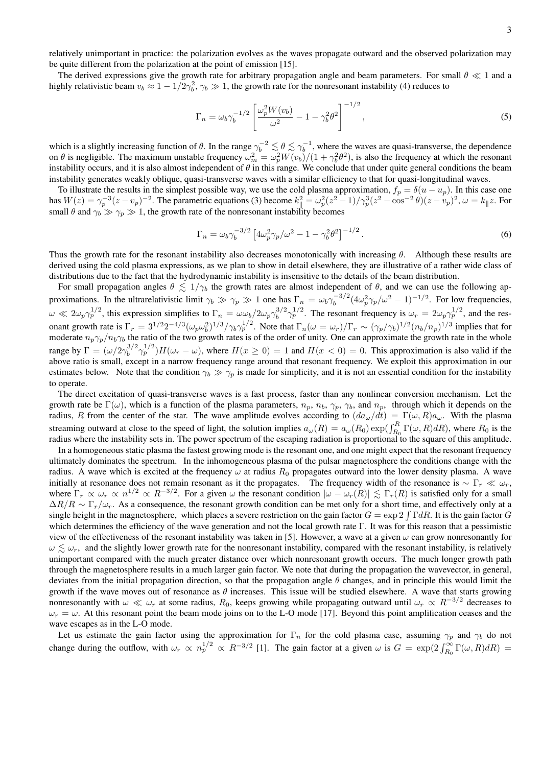relatively unimportant in practice: the polarization evolves as the waves propagate outward and the observed polarization may be quite different from the polarization at the point of emission [15].

The derived expressions give the growth rate for arbitrary propagation angle and beam parameters. For small $\theta \ll 1$ and a highly relativistic beam $v_b \approx 1 - 1/2\gamma_b^2$, $\gamma_b \gg 1$, the growth rate for the nonresonant instability (4) reduces to

$$\Gamma_n = \omega_b \gamma_b^{-1/2} \left[ \frac{\omega_p^2 W(v_b)}{\omega^2} - 1 - \gamma_b^2 \theta^2 \right]^{-1/2}, \tag{5}$$

which is a slightly increasing function of $\theta$. In the range $\gamma_b^{-2} \lesssim \theta \lesssim \gamma_b^{-1}$, where the waves are quasi-transverse, the dependence on $\theta$ is negligible. The maximum unstable frequency $\omega_m^2 = \omega_p^2 W(v_b)/(1+\gamma_b^2\theta^2)$, is also the frequency at which the resonant instability occurs, and it is also almost independent of $\theta$ in this range. We conclude that under quite general conditions the beam instability generates weakly oblique, quasi-transverse waves with a similar efficiency to that for quasi-longitudinal waves.

To illustrate the results in the simplest possible way, we use the cold plasma approximation, $f_p = \delta(u - u_p)$. In this case one has $W(z) = \gamma_p^{-3}(z - v_p)^{-2}$. The parametric equations (3) become $k_\parallel^2 = \omega_p^2(z^2-1)/\gamma_p^3(z^2 - \cos^{-2}\theta)(z-v_p)^2$, $\omega = k_\parallel z$. For small $\theta$ and $\gamma_b \gg \gamma_p \gg 1$, the growth rate of the nonresonant instability becomes

$$\Gamma_n = \omega_b \gamma_b^{-3/2} \left[ 4\omega_p^2 \gamma_p/\omega^2 - 1 - \gamma_b^2 \theta^2 \right]^{-1/2}. \tag{6}$$

Thus the growth rate for the resonant instability also decreases monotonically with increasing $\theta$. Although these results are derived using the cold plasma expressions, as we plan to show in detail elsewhere, they are illustrative of a rather wide class of distributions due to the fact that the hydrodynamic instability is insensitive to the details of the beam distribution.

For small propagation angles $\theta \lesssim 1/\gamma_b$ the growth rates are almost independent of $\theta$, and we can use the following approximations. In the ultrarelativistic limit $\gamma_b \gg \gamma_p \gg 1$ one has $\Gamma_n = \omega_b \gamma_b^{-3/2}(4\omega_p^2\gamma_p/\omega^2 - 1)^{-1/2}$. For low frequencies, $\omega \ll 2\omega_p\gamma_p^{1/2}$, this expression simplifies to $\Gamma_n = \omega\omega_b/2\omega_p\gamma_b^{3/2}\gamma_p^{1/2}$. The resonant frequency is $\omega_r = 2\omega_p\gamma_p^{1/2}$, and the resonant growth rate is $\Gamma_r = 3^{1/2}2^{-4/3}(\omega_p\omega_b^2)^{1/3}/\gamma_b\gamma_p^{1/2}$. Note that $\Gamma_n(\omega = \omega_r)/\Gamma_r \sim (\gamma_p/\gamma_b)^{1/2}(n_b/n_p)^{1/3}$ implies that for moderate $n_p\gamma_p/n_b\gamma_b$ the ratio of the two growth rates is of the order of unity. One can approximate the growth rate in the whole range by $\Gamma = (\omega/2\gamma_b^{3/2}\gamma_p^{1/2})H(\omega_r - \omega)$, where $H(x \geq 0) = 1$ and $H(x < 0) = 0$. This approximation is also valid if the above ratio is small, except in a narrow frequency range around that resonant frequency. We exploit this approximation in our estimates below. Note that the condition $\gamma_b \gg \gamma_p$ is made for simplicity, and it is not an essential condition for the instability to operate.

The direct excitation of quasi-transverse waves is a fast process, faster than any nonlinear conversion mechanism. Let the growth rate be $\Gamma(\omega)$, which is a function of the plasma parameters, $n_p$, $n_b$, $\gamma_p$, $\gamma_b$, and $n_p$, through which it depends on the radius, $R$ from the center of the star. The wave amplitude evolves according to $(da_\omega/dt) = \Gamma(\omega, R)a_\omega$. With the plasma streaming outward at close to the speed of light, the solution implies $a_\omega(R) = a_\omega(R_0)\exp(\int_{R_0}^{R}\Gamma(\omega, R)dR)$, where $R_0$ is the radius where the instability sets in. The power spectrum of the escaping radiation is proportional to the square of this amplitude.

In a homogeneous static plasma the fastest growing mode is the resonant one, and one might expect that the resonant frequency ultimately dominates the spectrum. In the inhomogeneous plasma of the pulsar magnetosphere the conditions change with the radius. A wave which is excited at the frequency $\omega$ at radius $R_0$ propagates outward into the lower density plasma. A wave initially at resonance does not remain resonant as it the propagates. The frequency width of the resonance is $\sim \Gamma_r \ll \omega_r$, where $\Gamma_r \propto \omega_r \propto n^{1/2} \propto R^{-3/2}$. For a given $\omega$ the resonant condition $|\omega - \omega_r(R)| \lesssim \Gamma_r(R)$ is satisfied only for a small $\Delta R/R \sim \Gamma_r/\omega_r$. As a consequence, the resonant growth condition can be met only for a short time, and effectively only at a single height in the magnetosphere, which places a severe restriction on the gain factor $G = \exp 2\int \Gamma dR$. It is the gain factor $G$ which determines the efficiency of the wave generation and not the local growth rate $\Gamma$. It was for this reason that a pessimistic view of the effectiveness of the resonant instability was taken in [5]. However, a wave at a given $\omega$ can grow nonresonantly for $\omega \lesssim \omega_r$, and the slightly lower growth rate for the nonresonant instability, compared with the resonant instability, is relatively unimportant compared with the much greater distance over which nonresonant growth occurs. The much longer growth path through the magnetosphere results in a much larger gain factor. We note that during the propagation the wavevector, in general, deviates from the initial propagation direction, so that the propagation angle $\theta$ changes, and in principle this would limit the growth if the wave moves out of resonance as $\theta$ increases. This issue will be studied elsewhere. A wave that starts growing nonresonantly with $\omega \ll \omega_r$ at some radius, $R_0$, keeps growing while propagating outward until $\omega_r \propto R^{-3/2}$ decreases to $\omega_r = \omega$. At this resonant point the beam mode joins on to the L-O mode [17]. Beyond this point amplification ceases and the wave escapes as in the L-O mode.

Let us estimate the gain factor using the approximation for $\Gamma_n$ for the cold plasma case, assuming $\gamma_p$ and $\gamma_b$ do not change during the outflow, with $\omega_r \propto n_p^{1/2} \propto R^{-3/2}$ [1]. The gain factor at a given $\omega$ is $G = \exp(2\int_{R_0}^{\infty}\Gamma(\omega, R)dR) =$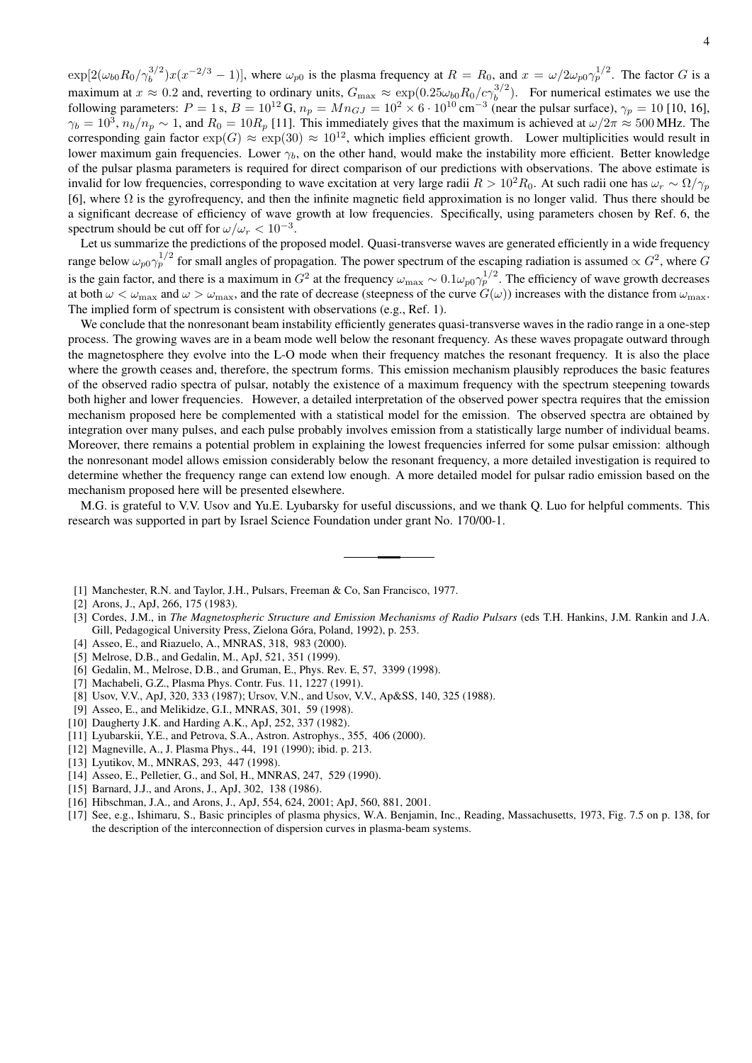$\exp[2(\omega_{b0}R_0/\gamma_b^{3/2})x(x^{-2/3}-1)]$, where $\omega_{p0}$ is the plasma frequency at $R = R_0$, and $x = \omega/2\omega_{p0}\gamma_p^{1/2}$. The factor $G$ is a maximum at $x \approx 0.2$ and, reverting to ordinary units, $G_{\max} \approx \exp(0.25\omega_{b0}R_0/c\gamma_b^{3/2})$. For numerical estimates we use the following parameters: $P = 1\,\mathrm{s}$, $B = 10^{12}\,\mathrm{G}$, $n_p = Mn_{GJ} = 10^2 \times 6 \cdot 10^{10}\,\mathrm{cm}^{-3}$ (near the pulsar surface), $\gamma_p = 10$ [10, 16], $\gamma_b = 10^3$, $n_b/n_p \sim 1$, and $R_0 = 10R_p$ [11]. This immediately gives that the maximum is achieved at $\omega/2\pi \approx 500\,\mathrm{MHz}$. The corresponding gain factor $\exp(G) \approx \exp(30) \approx 10^{12}$, which implies efficient growth. Lower multiplicities would result in lower maximum gain frequencies. Lower $\gamma_b$, on the other hand, would make the instability more efficient. Better knowledge of the pulsar plasma parameters is required for direct comparison of our predictions with observations. The above estimate is invalid for low frequencies, corresponding to wave excitation at very large radii $R > 10^2R_0$. At such radii one has $\omega_r \sim \Omega/\gamma_p$ [6], where $\Omega$ is the gyrofrequency, and then the infinite magnetic field approximation is no longer valid. Thus there should be a significant decrease of efficiency of wave growth at low frequencies. Specifically, using parameters chosen by Ref. 6, the spectrum should be cut off for $\omega/\omega_r < 10^{-3}$.

Let us summarize the predictions of the proposed model. Quasi-transverse waves are generated efficiently in a wide frequency range below $\omega_{p0}\gamma_p^{1/2}$ for small angles of propagation. The power spectrum of the escaping radiation is assumed $\propto G^2$, where $G$ is the gain factor, and there is a maximum in $G^2$ at the frequency $\omega_{\max} \sim 0.1\omega_{p0}\gamma_p^{1/2}$. The efficiency of wave growth decreases at both $\omega < \omega_{\max}$ and $\omega > \omega_{\max}$, and the rate of decrease (steepness of the curve $G(\omega)$) increases with the distance from $\omega_{\max}$. The implied form of spectrum is consistent with observations (e.g., Ref. 1).

We conclude that the nonresonant beam instability efficiently generates quasi-transverse waves in the radio range in a one-step process. The growing waves are in a beam mode well below the resonant frequency. As these waves propagate outward through the magnetosphere they evolve into the L-O mode when their frequency matches the resonant frequency. It is also the place where the growth ceases and, therefore, the spectrum forms. This emission mechanism plausibly reproduces the basic features of the observed radio spectra of pulsar, notably the existence of a maximum frequency with the spectrum steepening towards both higher and lower frequencies. However, a detailed interpretation of the observed power spectra requires that the emission mechanism proposed here be complemented with a statistical model for the emission. The observed spectra are obtained by integration over many pulses, and each pulse probably involves emission from a statistically large number of individual beams. Moreover, there remains a potential problem in explaining the lowest frequencies inferred for some pulsar emission: although the nonresonant model allows emission considerably below the resonant frequency, a more detailed investigation is required to determine whether the frequency range can extend low enough. A more detailed model for pulsar radio emission based on the mechanism proposed here will be presented elsewhere.

M.G. is grateful to V.V. Usov and Yu.E. Lyubarsky for useful discussions, and we thank Q. Luo for helpful comments. This research was supported in part by Israel Science Foundation under grant No. 170/00-1.

---

[1] Manchester, R.N. and Taylor, J.H., Pulsars, Freeman & Co, San Francisco, 1977.
[2] Arons, J., ApJ, 266, 175 (1983).
[3] Cordes, J.M., in *The Magnetospheric Structure and Emission Mechanisms of Radio Pulsars* (eds T.H. Hankins, J.M. Rankin and J.A. Gill, Pedagogical University Press, Zielona Góra, Poland, 1992), p. 253.
[4] Asseo, E., and Riazuelo, A., MNRAS, 318, 983 (2000).
[5] Melrose, D.B., and Gedalin, M., ApJ, 521, 351 (1999).
[6] Gedalin, M., Melrose, D.B., and Gruman, E., Phys. Rev. E, 57, 3399 (1998).
[7] Machabeli, G.Z., Plasma Phys. Contr. Fus. 11, 1227 (1991).
[8] Usov, V.V., ApJ, 320, 333 (1987); Ursov, V.N., and Usov, V.V., Ap&SS, 140, 325 (1988).
[9] Asseo, E., and Melikidze, G.I., MNRAS, 301, 59 (1998).
[10] Daugherty J.K. and Harding A.K., ApJ, 252, 337 (1982).
[11] Lyubarskii, Y.E., and Petrova, S.A., Astron. Astrophys., 355, 406 (2000).
[12] Magneville, A., J. Plasma Phys., 44, 191 (1990); ibid. p. 213.
[13] Lyutikov, M., MNRAS, 293, 447 (1998).
[14] Asseo, E., Pelletier, G., and Sol, H., MNRAS, 247, 529 (1990).
[15] Barnard, J.J., and Arons, J., ApJ, 302, 138 (1986).
[16] Hibschman, J.A., and Arons, J., ApJ, 554, 624, 2001; ApJ, 560, 881, 2001.
[17] See, e.g., Ishimaru, S., Basic principles of plasma physics, W.A. Benjamin, Inc., Reading, Massachusetts, 1973, Fig. 7.5 on p. 138, for the description of the interconnection of dispersion curves in plasma-beam systems.